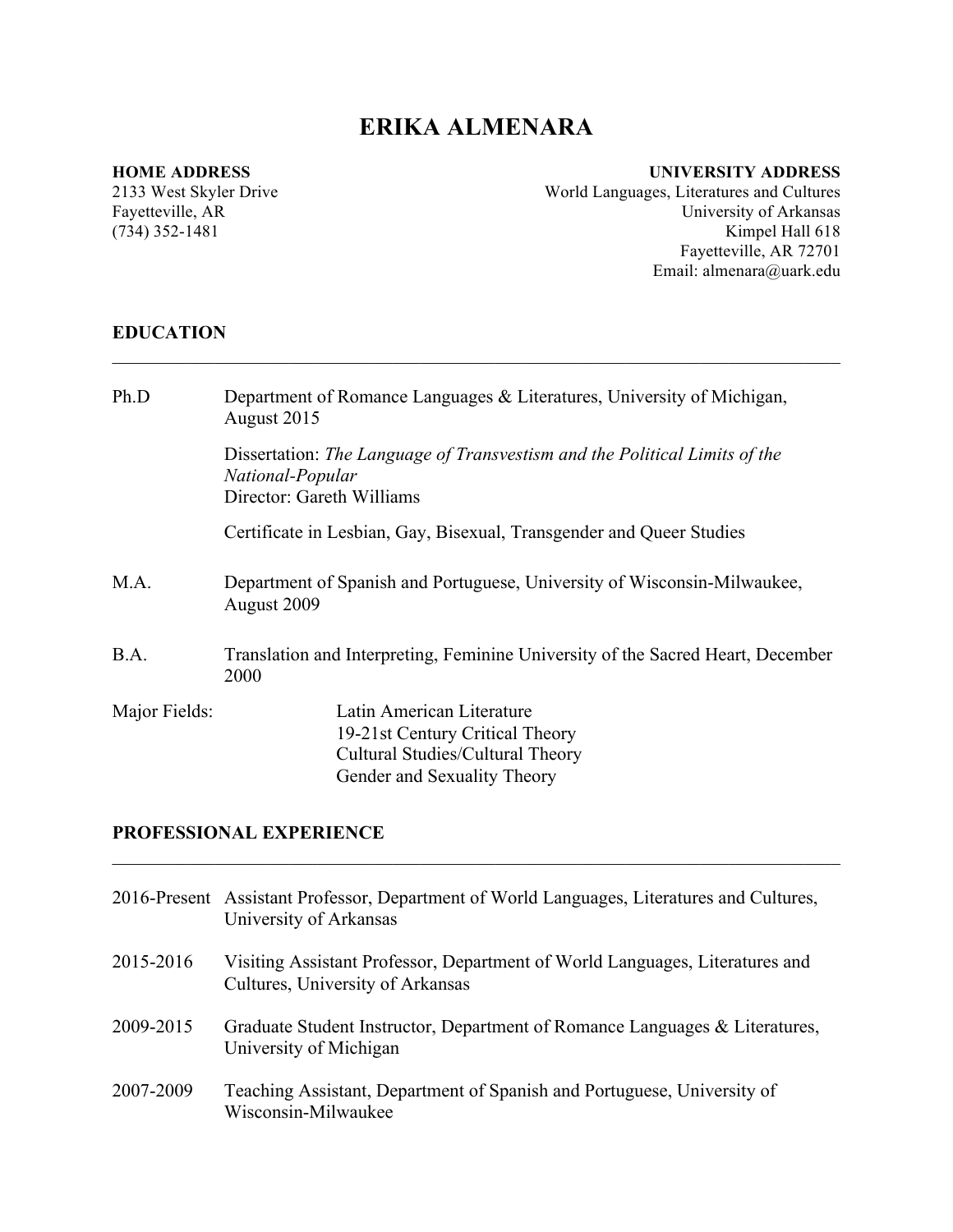# ERIKA ALMENARA

**HOME ADDRESS**
2133 West Skyler Drive
Fayetteville, AR
(734) 352-1481

**UNIVERSITY ADDRESS**
World Languages, Literatures and Cultures
University of Arkansas
Kimpel Hall 618
Fayetteville, AR 72701
Email: almenara@uark.edu

## EDUCATION

**Ph.D** — Department of Romance Languages & Literatures, University of Michigan, August 2015

Dissertation: *The Language of Transvestism and the Political Limits of the National-Popular*
Director: Gareth Williams

Certificate in Lesbian, Gay, Bisexual, Transgender and Queer Studies

**M.A.** — Department of Spanish and Portuguese, University of Wisconsin-Milwaukee, August 2009

**B.A.** — Translation and Interpreting, Feminine University of the Sacred Heart, December 2000

Major Fields:
- Latin American Literature
- 19-21st Century Critical Theory
- Cultural Studies/Cultural Theory
- Gender and Sexuality Theory

## PROFESSIONAL EXPERIENCE

**2016-Present** — Assistant Professor, Department of World Languages, Literatures and Cultures, University of Arkansas

**2015-2016** — Visiting Assistant Professor, Department of World Languages, Literatures and Cultures, University of Arkansas

**2009-2015** — Graduate Student Instructor, Department of Romance Languages & Literatures, University of Michigan

**2007-2009** — Teaching Assistant, Department of Spanish and Portuguese, University of Wisconsin-Milwaukee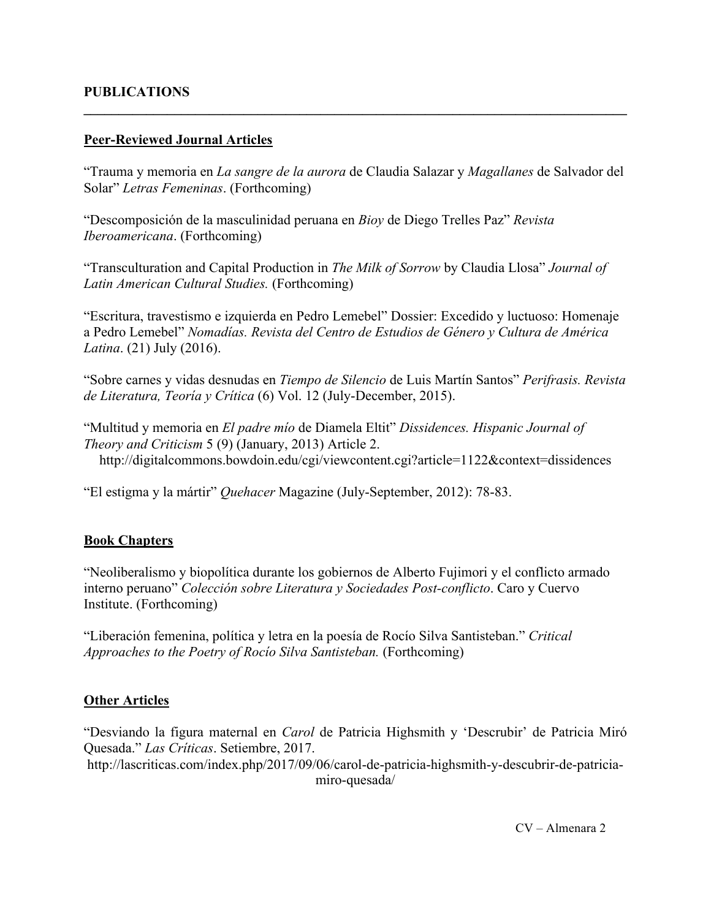## PUBLICATIONS

---

### Peer-Reviewed Journal Articles

"Trauma y memoria en *La sangre de la aurora* de Claudia Salazar y *Magallanes* de Salvador del Solar" *Letras Femeninas*. (Forthcoming)

"Descomposición de la masculinidad peruana en *Bioy* de Diego Trelles Paz" *Revista Iberoamericana*. (Forthcoming)

"Transculturation and Capital Production in *The Milk of Sorrow* by Claudia Llosa" *Journal of Latin American Cultural Studies.* (Forthcoming)

"Escritura, travestismo e izquierda en Pedro Lemebel" Dossier: Excedido y luctuoso: Homenaje a Pedro Lemebel" *Nomadías. Revista del Centro de Estudios de Género y Cultura de América Latina*. (21) July (2016).

"Sobre carnes y vidas desnudas en *Tiempo de Silencio* de Luis Martín Santos" *Perífrasis. Revista de Literatura, Teoría y Crítica* (6) Vol. 12 (July-December, 2015).

"Multitud y memoria en *El padre mío* de Diamela Eltit" *Dissidences. Hispanic Journal of Theory and Criticism* 5 (9) (January, 2013) Article 2.
http://digitalcommons.bowdoin.edu/cgi/viewcontent.cgi?article=1122&context=dissidences

"El estigma y la mártir" *Quehacer* Magazine (July-September, 2012): 78-83.

### Book Chapters

"Neoliberalismo y biopolítica durante los gobiernos de Alberto Fujimori y el conflicto armado interno peruano" *Colección sobre Literatura y Sociedades Post-conflicto*. Caro y Cuervo Institute. (Forthcoming)

"Liberación femenina, política y letra en la poesía de Rocío Silva Santisteban." *Critical Approaches to the Poetry of Rocío Silva Santisteban.* (Forthcoming)

### Other Articles

"Desviando la figura maternal en *Carol* de Patricia Highsmith y 'Descrubir' de Patricia Miró Quesada." *Las Críticas*. Setiembre, 2017.
http://lascriticas.com/index.php/2017/09/06/carol-de-patricia-highsmith-y-descubrir-de-patricia-miro-quesada/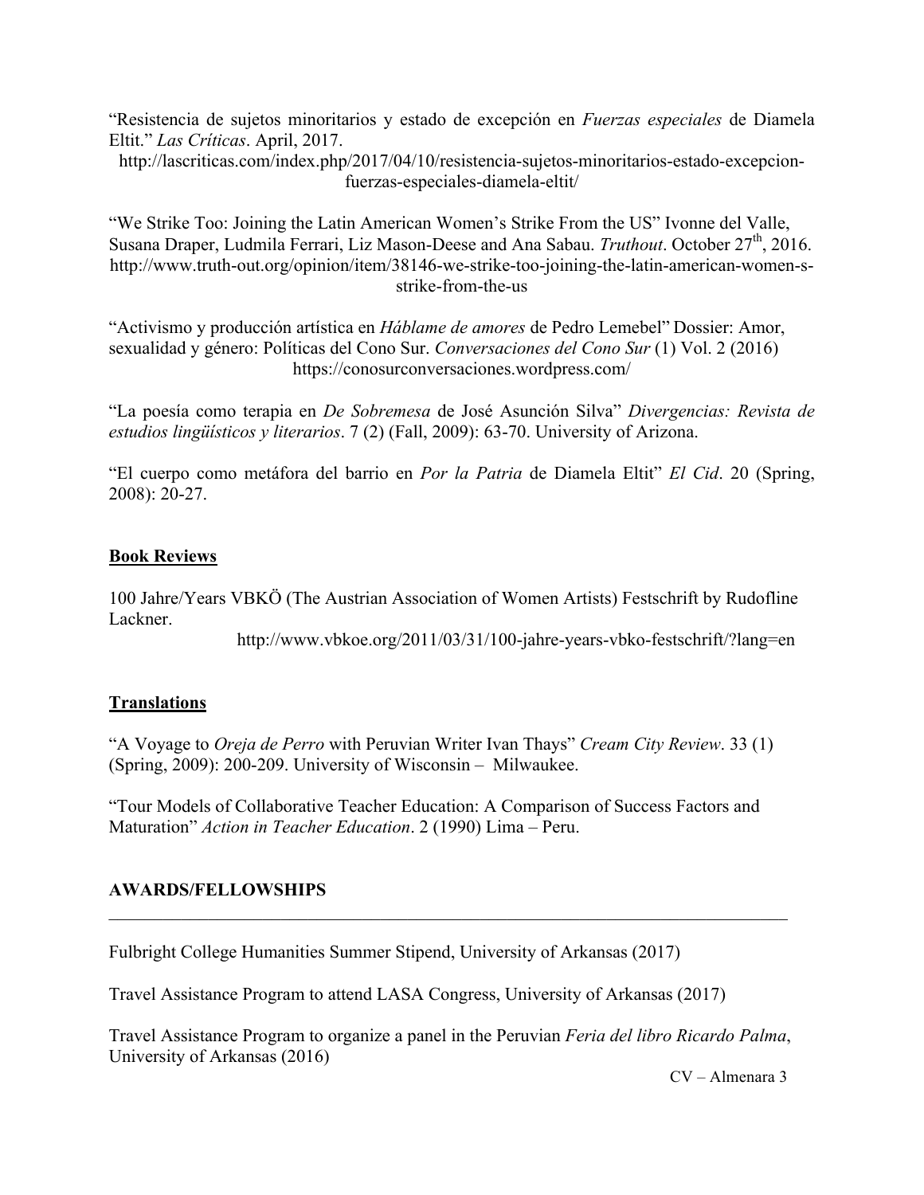"Resistencia de sujetos minoritarios y estado de excepción en *Fuerzas especiales* de Diamela Eltit." *Las Críticas*. April, 2017.
http://lascriticas.com/index.php/2017/04/10/resistencia-sujetos-minoritarios-estado-excepcion-fuerzas-especiales-diamela-eltit/

"We Strike Too: Joining the Latin American Women's Strike From the US" Ivonne del Valle, Susana Draper, Ludmila Ferrari, Liz Mason-Deese and Ana Sabau. *Truthout*. October 27th, 2016. http://www.truth-out.org/opinion/item/38146-we-strike-too-joining-the-latin-american-women-s-strike-from-the-us

"Activismo y producción artística en *Háblame de amores* de Pedro Lemebel" Dossier: Amor, sexualidad y género: Políticas del Cono Sur. *Conversaciones del Cono Sur* (1) Vol. 2 (2016) https://conosurconversaciones.wordpress.com/

"La poesía como terapia en *De Sobremesa* de José Asunción Silva" *Divergencias: Revista de estudios lingüísticos y literarios*. 7 (2) (Fall, 2009): 63-70. University of Arizona.

"El cuerpo como metáfora del barrio en *Por la Patria* de Diamela Eltit" *El Cid*. 20 (Spring, 2008): 20-27.

## Book Reviews

100 Jahre/Years VBKÖ (The Austrian Association of Women Artists) Festschrift by Rudofline Lackner.
http://www.vbkoe.org/2011/03/31/100-jahre-years-vbko-festschrift/?lang=en

## Translations

"A Voyage to *Oreja de Perro* with Peruvian Writer Ivan Thays" *Cream City Review*. 33 (1) (Spring, 2009): 200-209. University of Wisconsin – Milwaukee.

"Tour Models of Collaborative Teacher Education: A Comparison of Success Factors and Maturation" *Action in Teacher Education*. 2 (1990) Lima – Peru.

## AWARDS/FELLOWSHIPS

Fulbright College Humanities Summer Stipend, University of Arkansas (2017)

Travel Assistance Program to attend LASA Congress, University of Arkansas (2017)

Travel Assistance Program to organize a panel in the Peruvian *Feria del libro Ricardo Palma*, University of Arkansas (2016)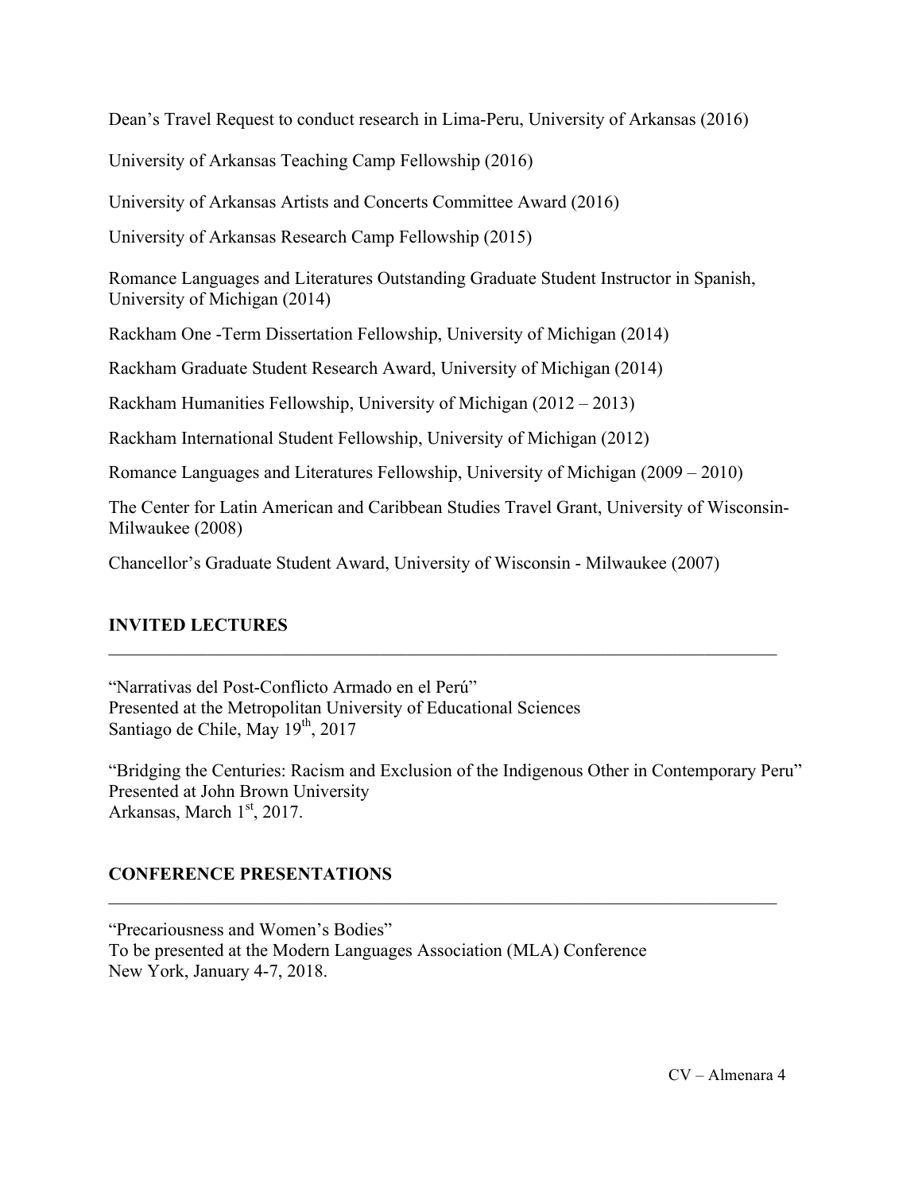Dean's Travel Request to conduct research in Lima-Peru, University of Arkansas (2016)

University of Arkansas Teaching Camp Fellowship (2016)

University of Arkansas Artists and Concerts Committee Award (2016)

University of Arkansas Research Camp Fellowship (2015)

Romance Languages and Literatures Outstanding Graduate Student Instructor in Spanish, University of Michigan (2014)

Rackham One -Term Dissertation Fellowship, University of Michigan (2014)

Rackham Graduate Student Research Award, University of Michigan (2014)

Rackham Humanities Fellowship, University of Michigan (2012 – 2013)

Rackham International Student Fellowship, University of Michigan (2012)

Romance Languages and Literatures Fellowship, University of Michigan (2009 – 2010)

The Center for Latin American and Caribbean Studies Travel Grant, University of Wisconsin-Milwaukee (2008)

Chancellor's Graduate Student Award, University of Wisconsin - Milwaukee (2007)

## INVITED LECTURES

"Narrativas del Post-Conflicto Armado en el Perú"
Presented at the Metropolitan University of Educational Sciences
Santiago de Chile, May 19th, 2017

"Bridging the Centuries: Racism and Exclusion of the Indigenous Other in Contemporary Peru"
Presented at John Brown University
Arkansas, March 1st, 2017.

## CONFERENCE PRESENTATIONS

"Precariousness and Women's Bodies"
To be presented at the Modern Languages Association (MLA) Conference
New York, January 4-7, 2018.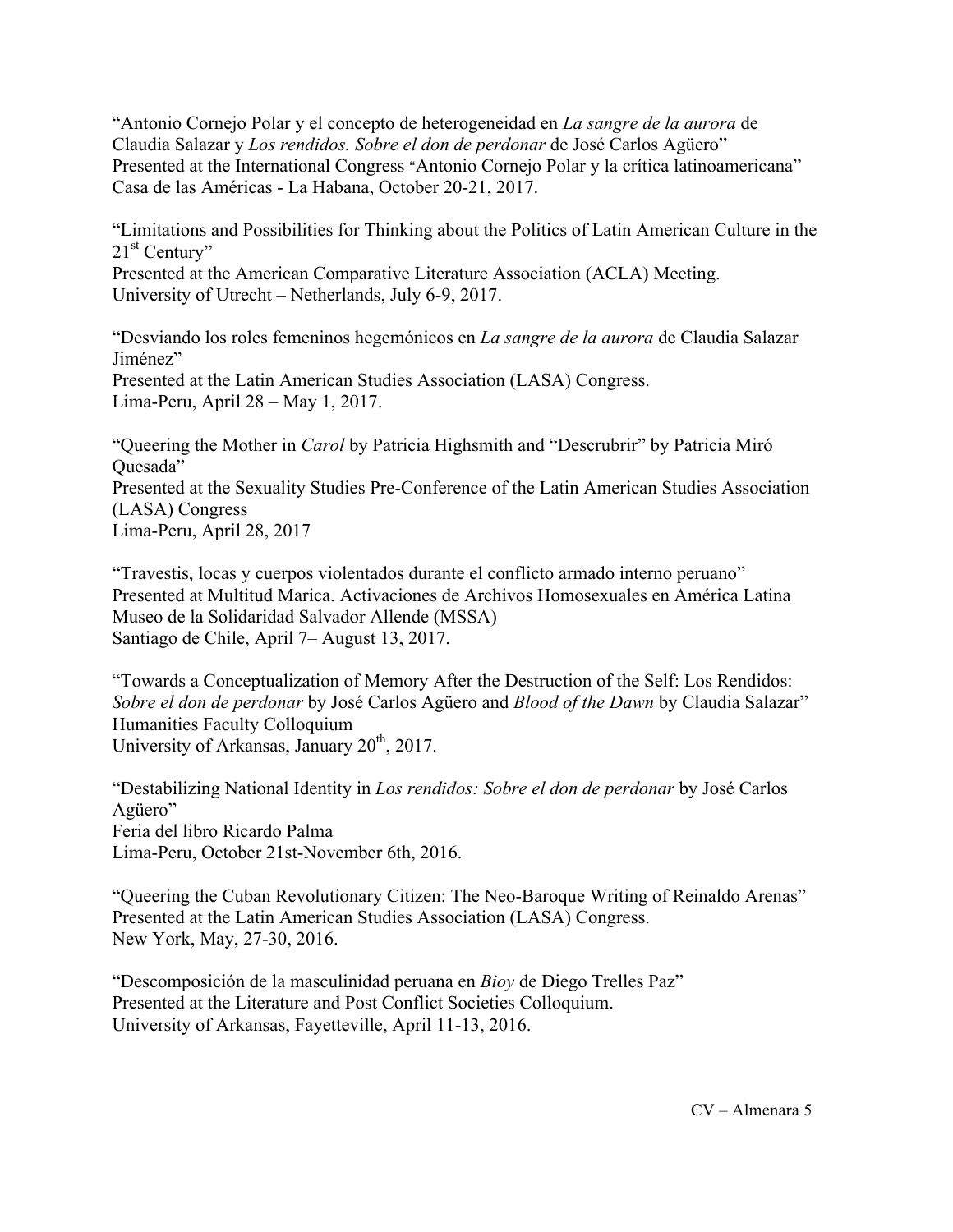"Antonio Cornejo Polar y el concepto de heterogeneidad en *La sangre de la aurora* de Claudia Salazar y *Los rendidos. Sobre el don de perdonar* de José Carlos Agüero"
Presented at the International Congress "Antonio Cornejo Polar y la crítica latinoamericana"
Casa de las Américas - La Habana, October 20-21, 2017.

"Limitations and Possibilities for Thinking about the Politics of Latin American Culture in the 21st Century"
Presented at the American Comparative Literature Association (ACLA) Meeting.
University of Utrecht – Netherlands, July 6-9, 2017.

"Desviando los roles femeninos hegemónicos en *La sangre de la aurora* de Claudia Salazar Jiménez"
Presented at the Latin American Studies Association (LASA) Congress.
Lima-Peru, April 28 – May 1, 2017.

"Queering the Mother in *Carol* by Patricia Highsmith and "Descrubrir" by Patricia Miró Quesada"
Presented at the Sexuality Studies Pre-Conference of the Latin American Studies Association (LASA) Congress
Lima-Peru, April 28, 2017

"Travestis, locas y cuerpos violentados durante el conflicto armado interno peruano"
Presented at Multitud Marica. Activaciones de Archivos Homosexuales en América Latina
Museo de la Solidaridad Salvador Allende (MSSA)
Santiago de Chile, April 7– August 13, 2017.

"Towards a Conceptualization of Memory After the Destruction of the Self: Los Rendidos: *Sobre el don de perdonar* by José Carlos Agüero and *Blood of the Dawn* by Claudia Salazar"
Humanities Faculty Colloquium
University of Arkansas, January 20th, 2017.

"Destabilizing National Identity in *Los rendidos: Sobre el don de perdonar* by José Carlos Agüero"
Feria del libro Ricardo Palma
Lima-Peru, October 21st-November 6th, 2016.

"Queering the Cuban Revolutionary Citizen: The Neo-Baroque Writing of Reinaldo Arenas"
Presented at the Latin American Studies Association (LASA) Congress.
New York, May, 27-30, 2016.

"Descomposición de la masculinidad peruana en *Bioy* de Diego Trelles Paz"
Presented at the Literature and Post Conflict Societies Colloquium.
University of Arkansas, Fayetteville, April 11-13, 2016.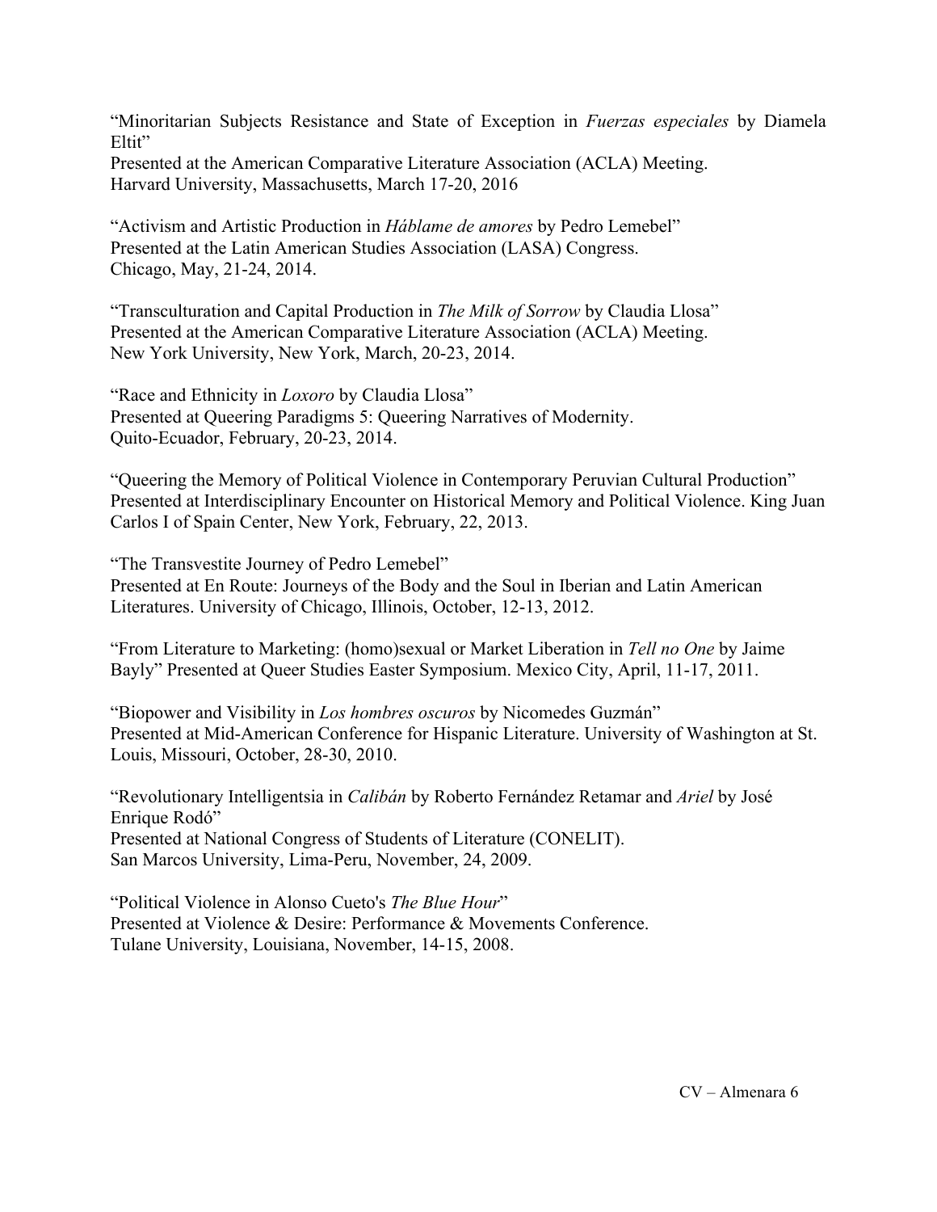"Minoritarian Subjects Resistance and State of Exception in *Fuerzas especiales* by Diamela Eltit"
Presented at the American Comparative Literature Association (ACLA) Meeting.
Harvard University, Massachusetts, March 17-20, 2016

"Activism and Artistic Production in *Háblame de amores* by Pedro Lemebel"
Presented at the Latin American Studies Association (LASA) Congress.
Chicago, May, 21-24, 2014.

"Transculturation and Capital Production in *The Milk of Sorrow* by Claudia Llosa"
Presented at the American Comparative Literature Association (ACLA) Meeting.
New York University, New York, March, 20-23, 2014.

"Race and Ethnicity in *Loxoro* by Claudia Llosa"
Presented at Queering Paradigms 5: Queering Narratives of Modernity.
Quito-Ecuador, February, 20-23, 2014.

"Queering the Memory of Political Violence in Contemporary Peruvian Cultural Production"
Presented at Interdisciplinary Encounter on Historical Memory and Political Violence. King Juan Carlos I of Spain Center, New York, February, 22, 2013.

"The Transvestite Journey of Pedro Lemebel"
Presented at En Route: Journeys of the Body and the Soul in Iberian and Latin American Literatures. University of Chicago, Illinois, October, 12-13, 2012.

"From Literature to Marketing: (homo)sexual or Market Liberation in *Tell no One* by Jaime Bayly" Presented at Queer Studies Easter Symposium. Mexico City, April, 11-17, 2011.

"Biopower and Visibility in *Los hombres oscuros* by Nicomedes Guzmán"
Presented at Mid-American Conference for Hispanic Literature. University of Washington at St. Louis, Missouri, October, 28-30, 2010.

"Revolutionary Intelligentsia in *Calibán* by Roberto Fernández Retamar and *Ariel* by José Enrique Rodó"
Presented at National Congress of Students of Literature (CONELIT).
San Marcos University, Lima-Peru, November, 24, 2009.

"Political Violence in Alonso Cueto's *The Blue Hour*"
Presented at Violence & Desire: Performance & Movements Conference.
Tulane University, Louisiana, November, 14-15, 2008.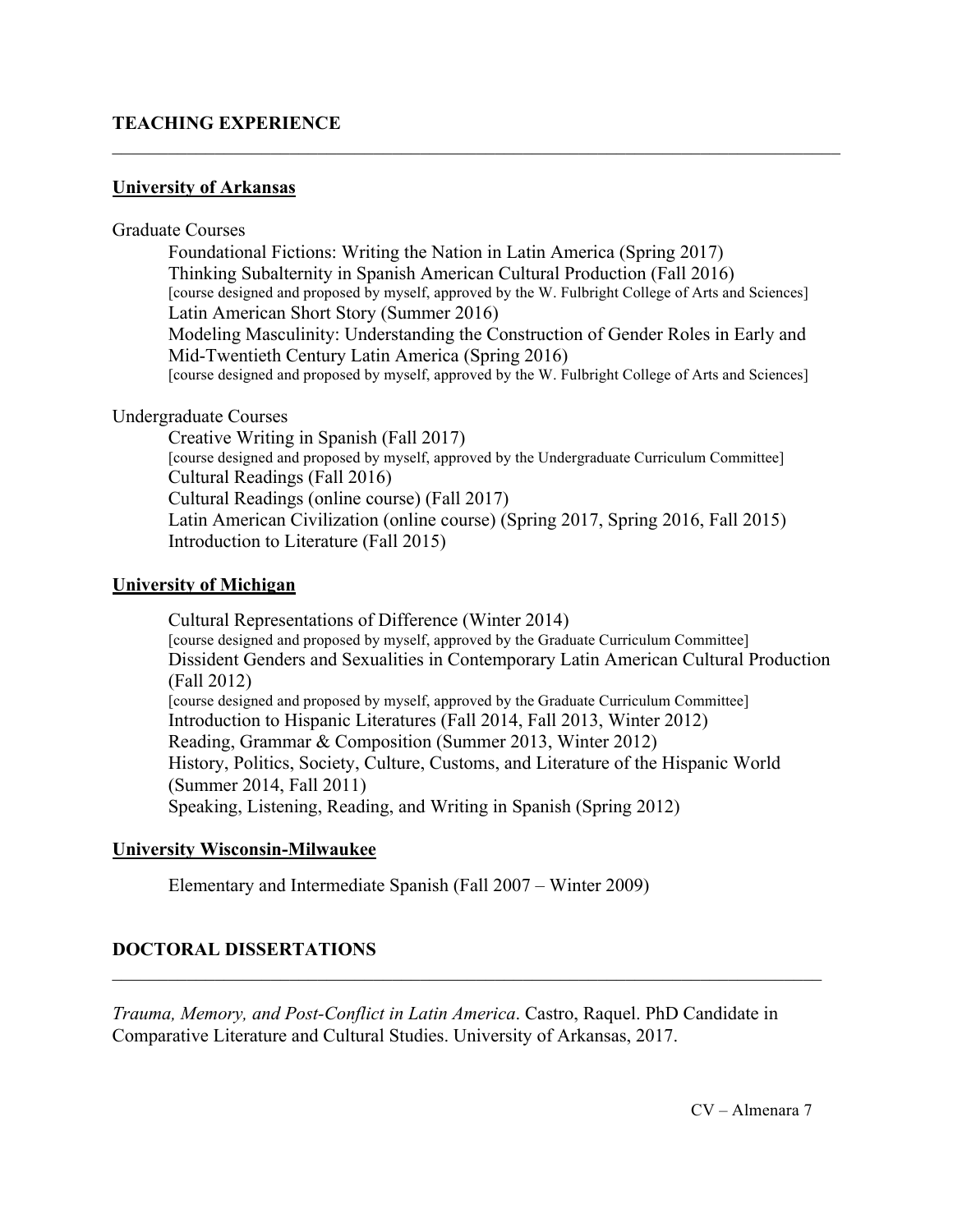## TEACHING EXPERIENCE

### University of Arkansas

Graduate Courses

- Foundational Fictions: Writing the Nation in Latin America (Spring 2017)
- Thinking Subalternity in Spanish American Cultural Production (Fall 2016)
  [course designed and proposed by myself, approved by the W. Fulbright College of Arts and Sciences]
- Latin American Short Story (Summer 2016)
- Modeling Masculinity: Understanding the Construction of Gender Roles in Early and Mid-Twentieth Century Latin America (Spring 2016)
  [course designed and proposed by myself, approved by the W. Fulbright College of Arts and Sciences]

Undergraduate Courses

- Creative Writing in Spanish (Fall 2017)
  [course designed and proposed by myself, approved by the Undergraduate Curriculum Committee]
- Cultural Readings (Fall 2016)
- Cultural Readings (online course) (Fall 2017)
- Latin American Civilization (online course) (Spring 2017, Spring 2016, Fall 2015)
- Introduction to Literature (Fall 2015)

### University of Michigan

- Cultural Representations of Difference (Winter 2014)
  [course designed and proposed by myself, approved by the Graduate Curriculum Committee]
- Dissident Genders and Sexualities in Contemporary Latin American Cultural Production (Fall 2012)
  [course designed and proposed by myself, approved by the Graduate Curriculum Committee]
- Introduction to Hispanic Literatures (Fall 2014, Fall 2013, Winter 2012)
- Reading, Grammar & Composition (Summer 2013, Winter 2012)
- History, Politics, Society, Culture, Customs, and Literature of the Hispanic World (Summer 2014, Fall 2011)
- Speaking, Listening, Reading, and Writing in Spanish (Spring 2012)

### University Wisconsin-Milwaukee

- Elementary and Intermediate Spanish (Fall 2007 – Winter 2009)

## DOCTORAL DISSERTATIONS

*Trauma, Memory, and Post-Conflict in Latin America*. Castro, Raquel. PhD Candidate in Comparative Literature and Cultural Studies. University of Arkansas, 2017.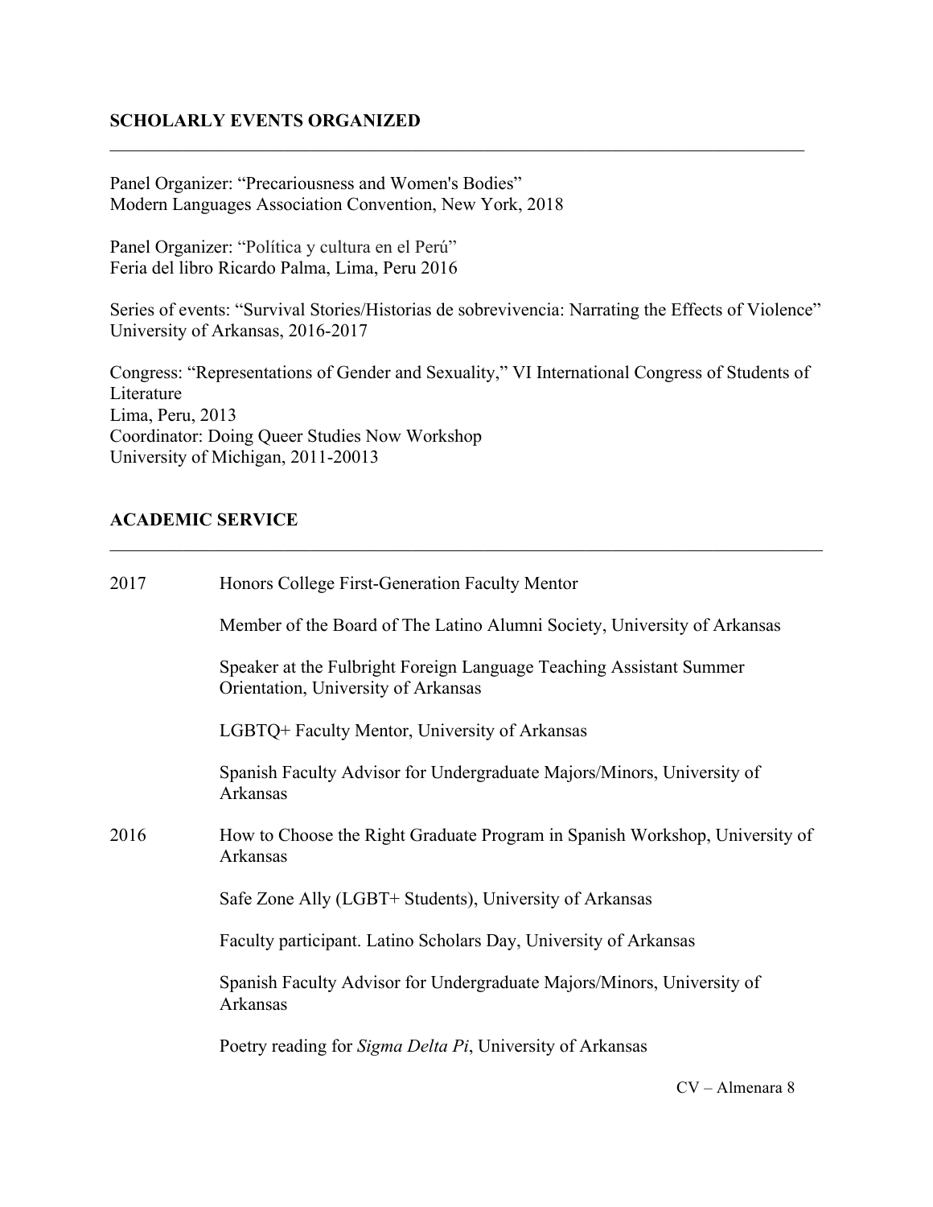## SCHOLARLY EVENTS ORGANIZED

Panel Organizer: "Precariousness and Women's Bodies"
Modern Languages Association Convention, New York, 2018

Panel Organizer: "Política y cultura en el Perú"
Feria del libro Ricardo Palma, Lima, Peru 2016

Series of events: "Survival Stories/Historias de sobrevivencia: Narrating the Effects of Violence"
University of Arkansas, 2016-2017

Congress: "Representations of Gender and Sexuality," VI International Congress of Students of Literature
Lima, Peru, 2013
Coordinator: Doing Queer Studies Now Workshop
University of Michigan, 2011-20013

## ACADEMIC SERVICE

2017

- Honors College First-Generation Faculty Mentor
- Member of the Board of The Latino Alumni Society, University of Arkansas
- Speaker at the Fulbright Foreign Language Teaching Assistant Summer Orientation, University of Arkansas
- LGBTQ+ Faculty Mentor, University of Arkansas
- Spanish Faculty Advisor for Undergraduate Majors/Minors, University of Arkansas

2016

- How to Choose the Right Graduate Program in Spanish Workshop, University of Arkansas
- Safe Zone Ally (LGBT+ Students), University of Arkansas
- Faculty participant. Latino Scholars Day, University of Arkansas
- Spanish Faculty Advisor for Undergraduate Majors/Minors, University of Arkansas
- Poetry reading for *Sigma Delta Pi*, University of Arkansas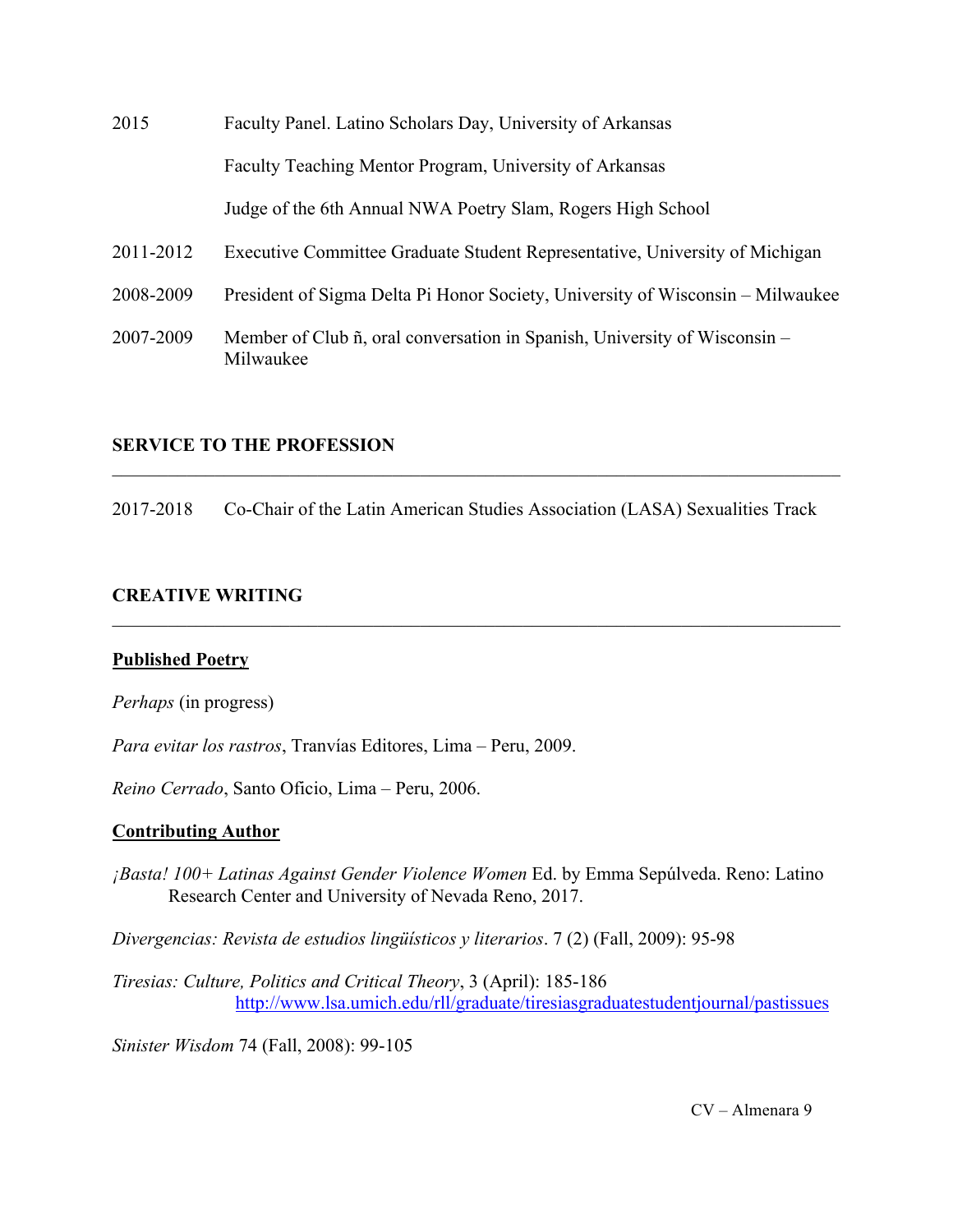2015 Faculty Panel. Latino Scholars Day, University of Arkansas

Faculty Teaching Mentor Program, University of Arkansas

Judge of the 6th Annual NWA Poetry Slam, Rogers High School

2011-2012 Executive Committee Graduate Student Representative, University of Michigan

2008-2009 President of Sigma Delta Pi Honor Society, University of Wisconsin – Milwaukee

2007-2009 Member of Club ñ, oral conversation in Spanish, University of Wisconsin – Milwaukee

## SERVICE TO THE PROFESSION

2017-2018 Co-Chair of the Latin American Studies Association (LASA) Sexualities Track

## CREATIVE WRITING

### Published Poetry

*Perhaps* (in progress)

*Para evitar los rastros*, Tranvías Editores, Lima – Peru, 2009.

*Reino Cerrado*, Santo Oficio, Lima – Peru, 2006.

### Contributing Author

*¡Basta! 100+ Latinas Against Gender Violence Women* Ed. by Emma Sepúlveda. Reno: Latino Research Center and University of Nevada Reno, 2017.

*Divergencias: Revista de estudios lingüísticos y literarios*. 7 (2) (Fall, 2009): 95-98

*Tiresias: Culture, Politics and Critical Theory*, 3 (April): 185-186 http://www.lsa.umich.edu/rll/graduate/tiresiasgraduatestudentjournal/pastissues

*Sinister Wisdom* 74 (Fall, 2008): 99-105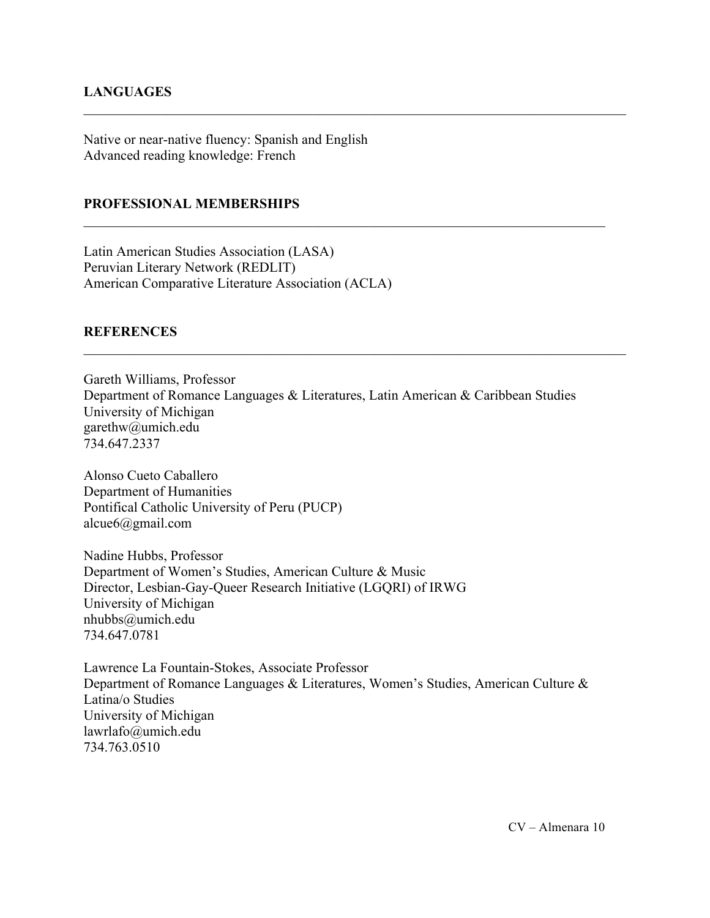## LANGUAGES

Native or near-native fluency: Spanish and English
Advanced reading knowledge: French

## PROFESSIONAL MEMBERSHIPS

Latin American Studies Association (LASA)
Peruvian Literary Network (REDLIT)
American Comparative Literature Association (ACLA)

## REFERENCES

Gareth Williams, Professor
Department of Romance Languages & Literatures, Latin American & Caribbean Studies
University of Michigan
garethw@umich.edu
734.647.2337

Alonso Cueto Caballero
Department of Humanities
Pontifical Catholic University of Peru (PUCP)
alcue6@gmail.com

Nadine Hubbs, Professor
Department of Women's Studies, American Culture & Music
Director, Lesbian-Gay-Queer Research Initiative (LGQRI) of IRWG
University of Michigan
nhubbs@umich.edu
734.647.0781

Lawrence La Fountain-Stokes, Associate Professor
Department of Romance Languages & Literatures, Women's Studies, American Culture & Latina/o Studies
University of Michigan
lawrlafo@umich.edu
734.763.0510